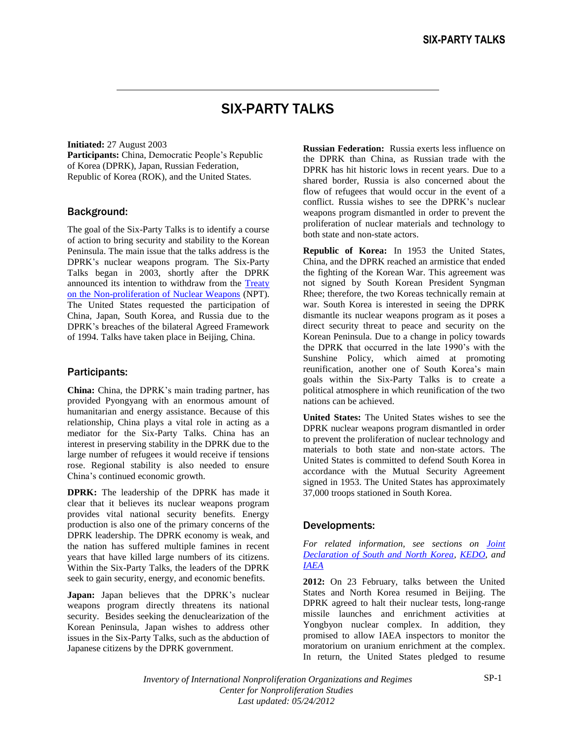# SIX-PARTY TALKS

**Initiated:** 27 August 2003
**Participants:** China, Democratic People's Republic of Korea (DPRK), Japan, Russian Federation, Republic of Korea (ROK), and the United States.

## Background:

The goal of the Six-Party Talks is to identify a course of action to bring security and stability to the Korean Peninsula. The main issue that the talks address is the DPRK's nuclear weapons program. The Six-Party Talks began in 2003, shortly after the DPRK announced its intention to withdraw from the Treaty on the Non-proliferation of Nuclear Weapons (NPT). The United States requested the participation of China, Japan, South Korea, and Russia due to the DPRK's breaches of the bilateral Agreed Framework of 1994. Talks have taken place in Beijing, China.

## Participants:

**China:** China, the DPRK's main trading partner, has provided Pyongyang with an enormous amount of humanitarian and energy assistance. Because of this relationship, China plays a vital role in acting as a mediator for the Six-Party Talks. China has an interest in preserving stability in the DPRK due to the large number of refugees it would receive if tensions rose. Regional stability is also needed to ensure China's continued economic growth.

**DPRK:** The leadership of the DPRK has made it clear that it believes its nuclear weapons program provides vital national security benefits. Energy production is also one of the primary concerns of the DPRK leadership. The DPRK economy is weak, and the nation has suffered multiple famines in recent years that have killed large numbers of its citizens. Within the Six-Party Talks, the leaders of the DPRK seek to gain security, energy, and economic benefits.

**Japan:** Japan believes that the DPRK's nuclear weapons program directly threatens its national security. Besides seeking the denuclearization of the Korean Peninsula, Japan wishes to address other issues in the Six-Party Talks, such as the abduction of Japanese citizens by the DPRK government.

**Russian Federation:** Russia exerts less influence on the DPRK than China, as Russian trade with the DPRK has hit historic lows in recent years. Due to a shared border, Russia is also concerned about the flow of refugees that would occur in the event of a conflict. Russia wishes to see the DPRK's nuclear weapons program dismantled in order to prevent the proliferation of nuclear materials and technology to both state and non-state actors.

**Republic of Korea:** In 1953 the United States, China, and the DPRK reached an armistice that ended the fighting of the Korean War. This agreement was not signed by South Korean President Syngman Rhee; therefore, the two Koreas technically remain at war. South Korea is interested in seeing the DPRK dismantle its nuclear weapons program as it poses a direct security threat to peace and security on the Korean Peninsula. Due to a change in policy towards the DPRK that occurred in the late 1990's with the Sunshine Policy, which aimed at promoting reunification, another one of South Korea's main goals within the Six-Party Talks is to create a political atmosphere in which reunification of the two nations can be achieved.

**United States:** The United States wishes to see the DPRK nuclear weapons program dismantled in order to prevent the proliferation of nuclear technology and materials to both state and non-state actors. The United States is committed to defend South Korea in accordance with the Mutual Security Agreement signed in 1953. The United States has approximately 37,000 troops stationed in South Korea.

## Developments:

*For related information, see sections on Joint Declaration of South and North Korea, KEDO, and IAEA*

**2012:** On 23 February, talks between the United States and North Korea resumed in Beijing. The DPRK agreed to halt their nuclear tests, long-range missile launches and enrichment activities at Yongbyon nuclear complex. In addition, they promised to allow IAEA inspectors to monitor the moratorium on uranium enrichment at the complex. In return, the United States pledged to resume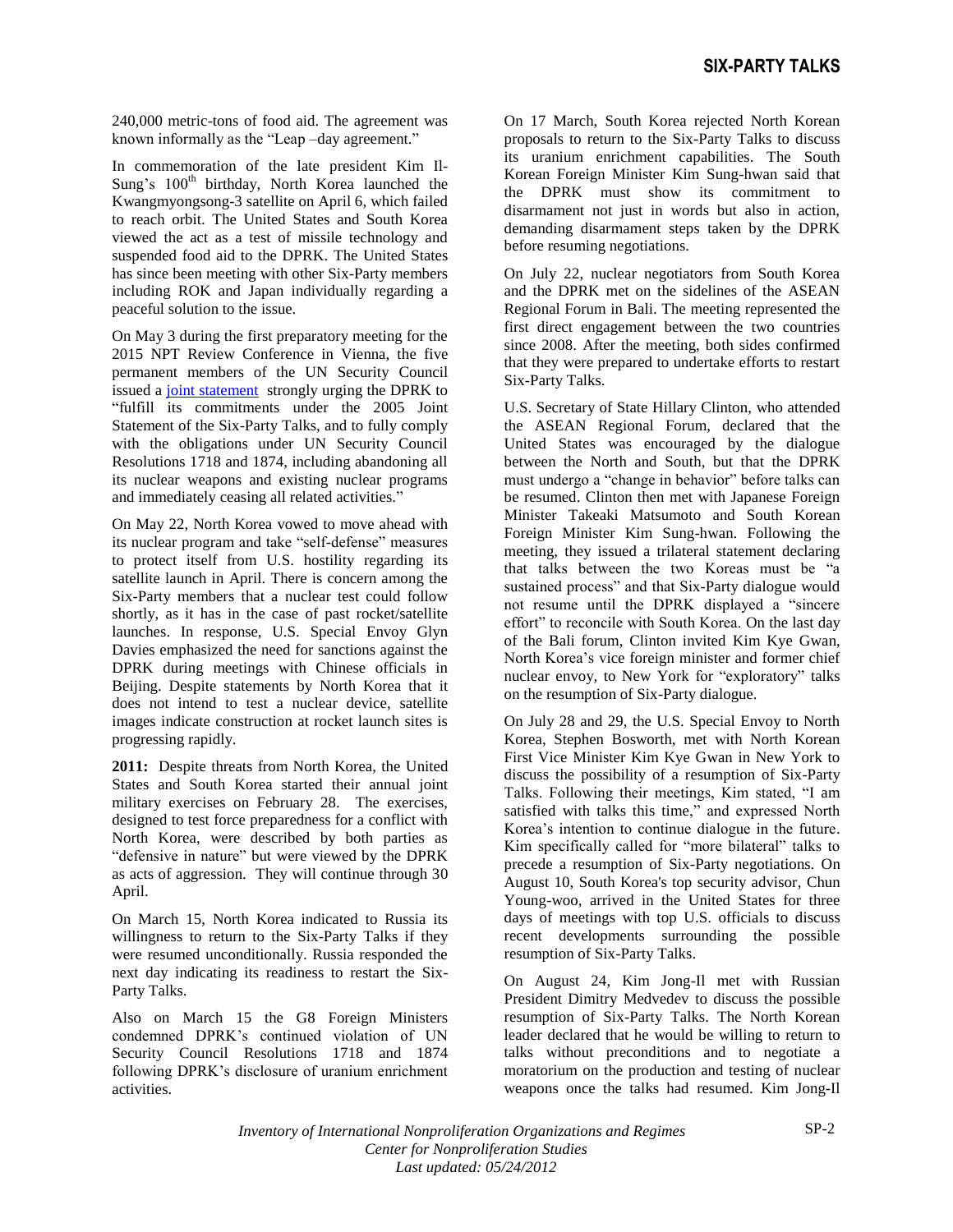240,000 metric-tons of food aid. The agreement was known informally as the "Leap –day agreement."

In commemoration of the late president Kim Il-Sung's 100th birthday, North Korea launched the Kwangmyongsong-3 satellite on April 6, which failed to reach orbit. The United States and South Korea viewed the act as a test of missile technology and suspended food aid to the DPRK. The United States has since been meeting with other Six-Party members including ROK and Japan individually regarding a peaceful solution to the issue.

On May 3 during the first preparatory meeting for the 2015 NPT Review Conference in Vienna, the five permanent members of the UN Security Council issued a joint statement strongly urging the DPRK to "fulfill its commitments under the 2005 Joint Statement of the Six-Party Talks, and to fully comply with the obligations under UN Security Council Resolutions 1718 and 1874, including abandoning all its nuclear weapons and existing nuclear programs and immediately ceasing all related activities."

On May 22, North Korea vowed to move ahead with its nuclear program and take "self-defense" measures to protect itself from U.S. hostility regarding its satellite launch in April. There is concern among the Six-Party members that a nuclear test could follow shortly, as it has in the case of past rocket/satellite launches. In response, U.S. Special Envoy Glyn Davies emphasized the need for sanctions against the DPRK during meetings with Chinese officials in Beijing. Despite statements by North Korea that it does not intend to test a nuclear device, satellite images indicate construction at rocket launch sites is progressing rapidly.

**2011:** Despite threats from North Korea, the United States and South Korea started their annual joint military exercises on February 28. The exercises, designed to test force preparedness for a conflict with North Korea, were described by both parties as "defensive in nature" but were viewed by the DPRK as acts of aggression. They will continue through 30 April.

On March 15, North Korea indicated to Russia its willingness to return to the Six-Party Talks if they were resumed unconditionally. Russia responded the next day indicating its readiness to restart the Six-Party Talks.

Also on March 15 the G8 Foreign Ministers condemned DPRK's continued violation of UN Security Council Resolutions 1718 and 1874 following DPRK's disclosure of uranium enrichment activities.

On 17 March, South Korea rejected North Korean proposals to return to the Six-Party Talks to discuss its uranium enrichment capabilities. The South Korean Foreign Minister Kim Sung-hwan said that the DPRK must show its commitment to disarmament not just in words but also in action, demanding disarmament steps taken by the DPRK before resuming negotiations.

On July 22, nuclear negotiators from South Korea and the DPRK met on the sidelines of the ASEAN Regional Forum in Bali. The meeting represented the first direct engagement between the two countries since 2008. After the meeting, both sides confirmed that they were prepared to undertake efforts to restart Six-Party Talks.

U.S. Secretary of State Hillary Clinton, who attended the ASEAN Regional Forum, declared that the United States was encouraged by the dialogue between the North and South, but that the DPRK must undergo a "change in behavior" before talks can be resumed. Clinton then met with Japanese Foreign Minister Takeaki Matsumoto and South Korean Foreign Minister Kim Sung-hwan. Following the meeting, they issued a trilateral statement declaring that talks between the two Koreas must be "a sustained process" and that Six-Party dialogue would not resume until the DPRK displayed a "sincere effort" to reconcile with South Korea. On the last day of the Bali forum, Clinton invited Kim Kye Gwan, North Korea's vice foreign minister and former chief nuclear envoy, to New York for "exploratory" talks on the resumption of Six-Party dialogue.

On July 28 and 29, the U.S. Special Envoy to North Korea, Stephen Bosworth, met with North Korean First Vice Minister Kim Kye Gwan in New York to discuss the possibility of a resumption of Six-Party Talks. Following their meetings, Kim stated, "I am satisfied with talks this time," and expressed North Korea's intention to continue dialogue in the future. Kim specifically called for "more bilateral" talks to precede a resumption of Six-Party negotiations. On August 10, South Korea's top security advisor, Chun Young-woo, arrived in the United States for three days of meetings with top U.S. officials to discuss recent developments surrounding the possible resumption of Six-Party Talks.

On August 24, Kim Jong-Il met with Russian President Dimitry Medvedev to discuss the possible resumption of Six-Party Talks. The North Korean leader declared that he would be willing to return to talks without preconditions and to negotiate a moratorium on the production and testing of nuclear weapons once the talks had resumed. Kim Jong-Il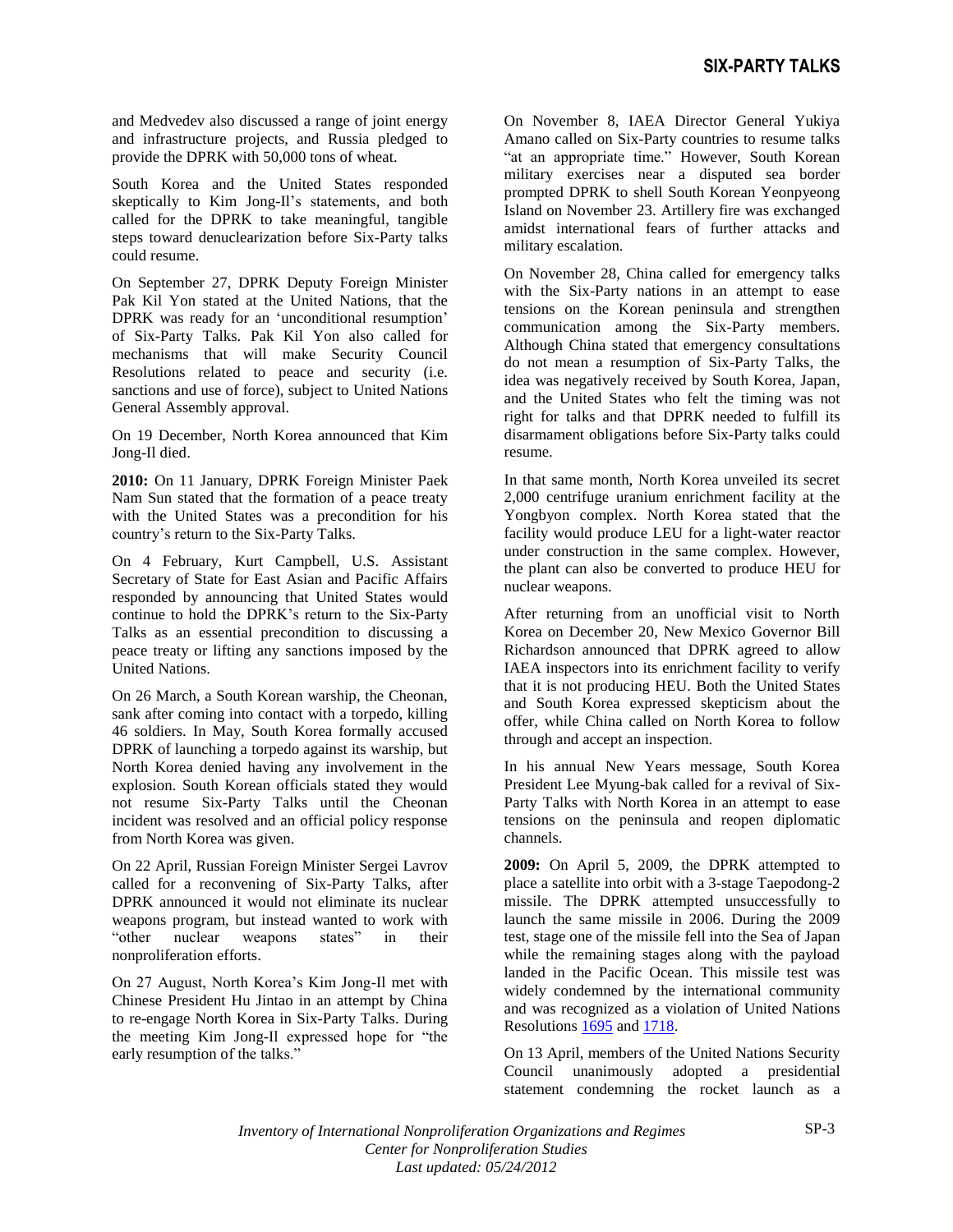and Medvedev also discussed a range of joint energy and infrastructure projects, and Russia pledged to provide the DPRK with 50,000 tons of wheat.

South Korea and the United States responded skeptically to Kim Jong-Il's statements, and both called for the DPRK to take meaningful, tangible steps toward denuclearization before Six-Party talks could resume.

On September 27, DPRK Deputy Foreign Minister Pak Kil Yon stated at the United Nations, that the DPRK was ready for an 'unconditional resumption' of Six-Party Talks. Pak Kil Yon also called for mechanisms that will make Security Council Resolutions related to peace and security (i.e. sanctions and use of force), subject to United Nations General Assembly approval.

On 19 December, North Korea announced that Kim Jong-Il died.

**2010:** On 11 January, DPRK Foreign Minister Paek Nam Sun stated that the formation of a peace treaty with the United States was a precondition for his country's return to the Six-Party Talks.

On 4 February, Kurt Campbell, U.S. Assistant Secretary of State for East Asian and Pacific Affairs responded by announcing that United States would continue to hold the DPRK's return to the Six-Party Talks as an essential precondition to discussing a peace treaty or lifting any sanctions imposed by the United Nations.

On 26 March, a South Korean warship, the Cheonan, sank after coming into contact with a torpedo, killing 46 soldiers. In May, South Korea formally accused DPRK of launching a torpedo against its warship, but North Korea denied having any involvement in the explosion. South Korean officials stated they would not resume Six-Party Talks until the Cheonan incident was resolved and an official policy response from North Korea was given.

On 22 April, Russian Foreign Minister Sergei Lavrov called for a reconvening of Six-Party Talks, after DPRK announced it would not eliminate its nuclear weapons program, but instead wanted to work with "other nuclear weapons states" in their nonproliferation efforts.

On 27 August, North Korea's Kim Jong-Il met with Chinese President Hu Jintao in an attempt by China to re-engage North Korea in Six-Party Talks. During the meeting Kim Jong-Il expressed hope for "the early resumption of the talks."

On November 8, IAEA Director General Yukiya Amano called on Six-Party countries to resume talks "at an appropriate time." However, South Korean military exercises near a disputed sea border prompted DPRK to shell South Korean Yeonpyeong Island on November 23. Artillery fire was exchanged amidst international fears of further attacks and military escalation.

On November 28, China called for emergency talks with the Six-Party nations in an attempt to ease tensions on the Korean peninsula and strengthen communication among the Six-Party members. Although China stated that emergency consultations do not mean a resumption of Six-Party Talks, the idea was negatively received by South Korea, Japan, and the United States who felt the timing was not right for talks and that DPRK needed to fulfill its disarmament obligations before Six-Party talks could resume.

In that same month, North Korea unveiled its secret 2,000 centrifuge uranium enrichment facility at the Yongbyon complex. North Korea stated that the facility would produce LEU for a light-water reactor under construction in the same complex. However, the plant can also be converted to produce HEU for nuclear weapons.

After returning from an unofficial visit to North Korea on December 20, New Mexico Governor Bill Richardson announced that DPRK agreed to allow IAEA inspectors into its enrichment facility to verify that it is not producing HEU. Both the United States and South Korea expressed skepticism about the offer, while China called on North Korea to follow through and accept an inspection.

In his annual New Years message, South Korea President Lee Myung-bak called for a revival of Six-Party Talks with North Korea in an attempt to ease tensions on the peninsula and reopen diplomatic channels.

**2009:** On April 5, 2009, the DPRK attempted to place a satellite into orbit with a 3-stage Taepodong-2 missile. The DPRK attempted unsuccessfully to launch the same missile in 2006. During the 2009 test, stage one of the missile fell into the Sea of Japan while the remaining stages along with the payload landed in the Pacific Ocean. This missile test was widely condemned by the international community and was recognized as a violation of United Nations Resolutions 1695 and 1718.

On 13 April, members of the United Nations Security Council unanimously adopted a presidential statement condemning the rocket launch as a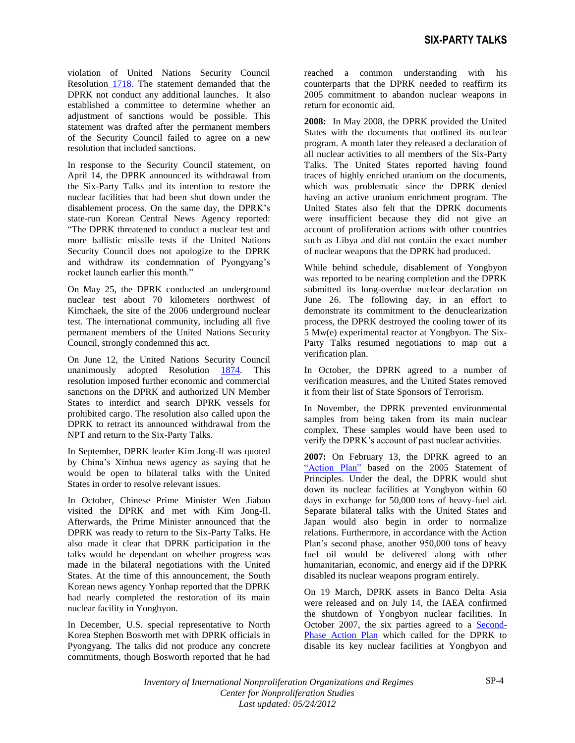violation of United Nations Security Council Resolution 1718. The statement demanded that the DPRK not conduct any additional launches. It also established a committee to determine whether an adjustment of sanctions would be possible. This statement was drafted after the permanent members of the Security Council failed to agree on a new resolution that included sanctions.

In response to the Security Council statement, on April 14, the DPRK announced its withdrawal from the Six-Party Talks and its intention to restore the nuclear facilities that had been shut down under the disablement process. On the same day, the DPRK's state-run Korean Central News Agency reported: "The DPRK threatened to conduct a nuclear test and more ballistic missile tests if the United Nations Security Council does not apologize to the DPRK and withdraw its condemnation of Pyongyang's rocket launch earlier this month."

On May 25, the DPRK conducted an underground nuclear test about 70 kilometers northwest of Kimchaek, the site of the 2006 underground nuclear test. The international community, including all five permanent members of the United Nations Security Council, strongly condemned this act.

On June 12, the United Nations Security Council unanimously adopted Resolution 1874. This resolution imposed further economic and commercial sanctions on the DPRK and authorized UN Member States to interdict and search DPRK vessels for prohibited cargo. The resolution also called upon the DPRK to retract its announced withdrawal from the NPT and return to the Six-Party Talks.

In September, DPRK leader Kim Jong-Il was quoted by China's Xinhua news agency as saying that he would be open to bilateral talks with the United States in order to resolve relevant issues.

In October, Chinese Prime Minister Wen Jiabao visited the DPRK and met with Kim Jong-Il. Afterwards, the Prime Minister announced that the DPRK was ready to return to the Six-Party Talks. He also made it clear that DPRK participation in the talks would be dependant on whether progress was made in the bilateral negotiations with the United States. At the time of this announcement, the South Korean news agency Yonhap reported that the DPRK had nearly completed the restoration of its main nuclear facility in Yongbyon.

In December, U.S. special representative to North Korea Stephen Bosworth met with DPRK officials in Pyongyang. The talks did not produce any concrete commitments, though Bosworth reported that he had reached a common understanding with his counterparts that the DPRK needed to reaffirm its 2005 commitment to abandon nuclear weapons in return for economic aid.

**2008:** In May 2008, the DPRK provided the United States with the documents that outlined its nuclear program. A month later they released a declaration of all nuclear activities to all members of the Six-Party Talks. The United States reported having found traces of highly enriched uranium on the documents, which was problematic since the DPRK denied having an active uranium enrichment program. The United States also felt that the DPRK documents were insufficient because they did not give an account of proliferation actions with other countries such as Libya and did not contain the exact number of nuclear weapons that the DPRK had produced.

While behind schedule, disablement of Yongbyon was reported to be nearing completion and the DPRK submitted its long-overdue nuclear declaration on June 26. The following day, in an effort to demonstrate its commitment to the denuclearization process, the DPRK destroyed the cooling tower of its 5 Mw(e) experimental reactor at Yongbyon. The Six-Party Talks resumed negotiations to map out a verification plan.

In October, the DPRK agreed to a number of verification measures, and the United States removed it from their list of State Sponsors of Terrorism.

In November, the DPRK prevented environmental samples from being taken from its main nuclear complex. These samples would have been used to verify the DPRK's account of past nuclear activities.

**2007:** On February 13, the DPRK agreed to an "Action Plan" based on the 2005 Statement of Principles. Under the deal, the DPRK would shut down its nuclear facilities at Yongbyon within 60 days in exchange for 50,000 tons of heavy-fuel aid. Separate bilateral talks with the United States and Japan would also begin in order to normalize relations. Furthermore, in accordance with the Action Plan's second phase, another 950,000 tons of heavy fuel oil would be delivered along with other humanitarian, economic, and energy aid if the DPRK disabled its nuclear weapons program entirely.

On 19 March, DPRK assets in Banco Delta Asia were released and on July 14, the IAEA confirmed the shutdown of Yongbyon nuclear facilities. In October 2007, the six parties agreed to a Second-Phase Action Plan which called for the DPRK to disable its key nuclear facilities at Yongbyon and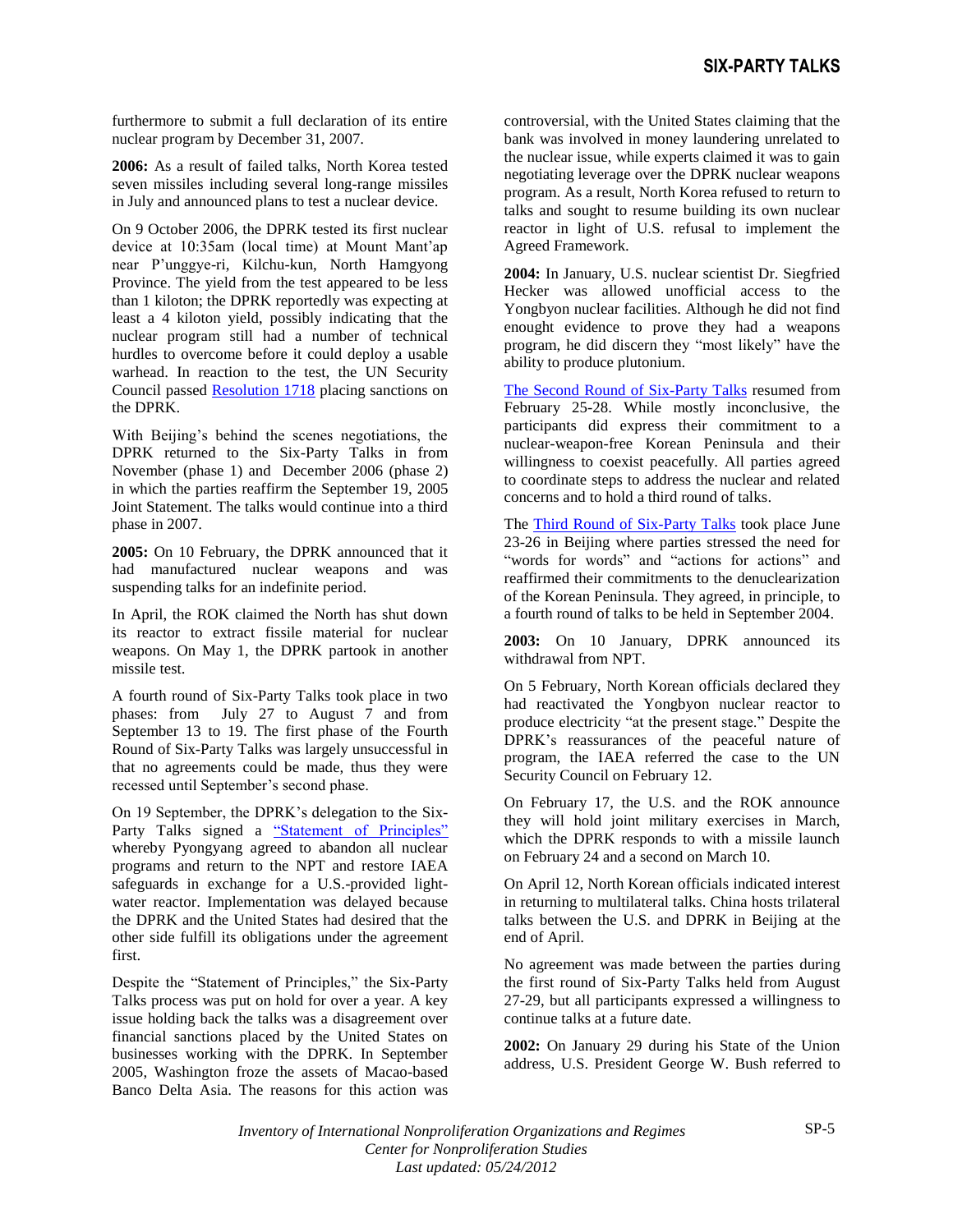furthermore to submit a full declaration of its entire nuclear program by December 31, 2007.

**2006:** As a result of failed talks, North Korea tested seven missiles including several long-range missiles in July and announced plans to test a nuclear device.

On 9 October 2006, the DPRK tested its first nuclear device at 10:35am (local time) at Mount Mant'ap near P'unggye-ri, Kilchu-kun, North Hamgyong Province. The yield from the test appeared to be less than 1 kiloton; the DPRK reportedly was expecting at least a 4 kiloton yield, possibly indicating that the nuclear program still had a number of technical hurdles to overcome before it could deploy a usable warhead. In reaction to the test, the UN Security Council passed Resolution 1718 placing sanctions on the DPRK.

With Beijing's behind the scenes negotiations, the DPRK returned to the Six-Party Talks in from November (phase 1) and December 2006 (phase 2) in which the parties reaffirm the September 19, 2005 Joint Statement. The talks would continue into a third phase in 2007.

**2005:** On 10 February, the DPRK announced that it had manufactured nuclear weapons and was suspending talks for an indefinite period.

In April, the ROK claimed the North has shut down its reactor to extract fissile material for nuclear weapons. On May 1, the DPRK partook in another missile test.

A fourth round of Six-Party Talks took place in two phases: from July 27 to August 7 and from September 13 to 19. The first phase of the Fourth Round of Six-Party Talks was largely unsuccessful in that no agreements could be made, thus they were recessed until September's second phase.

On 19 September, the DPRK's delegation to the Six-Party Talks signed a "Statement of Principles" whereby Pyongyang agreed to abandon all nuclear programs and return to the NPT and restore IAEA safeguards in exchange for a U.S.-provided light-water reactor. Implementation was delayed because the DPRK and the United States had desired that the other side fulfill its obligations under the agreement first.

Despite the "Statement of Principles," the Six-Party Talks process was put on hold for over a year. A key issue holding back the talks was a disagreement over financial sanctions placed by the United States on businesses working with the DPRK. In September 2005, Washington froze the assets of Macao-based Banco Delta Asia. The reasons for this action was controversial, with the United States claiming that the bank was involved in money laundering unrelated to the nuclear issue, while experts claimed it was to gain negotiating leverage over the DPRK nuclear weapons program. As a result, North Korea refused to return to talks and sought to resume building its own nuclear reactor in light of U.S. refusal to implement the Agreed Framework.

**2004:** In January, U.S. nuclear scientist Dr. Siegfried Hecker was allowed unofficial access to the Yongbyon nuclear facilities. Although he did not find enought evidence to prove they had a weapons program, he did discern they "most likely" have the ability to produce plutonium.

The Second Round of Six-Party Talks resumed from February 25-28. While mostly inconclusive, the participants did express their commitment to a nuclear-weapon-free Korean Peninsula and their willingness to coexist peacefully. All parties agreed to coordinate steps to address the nuclear and related concerns and to hold a third round of talks.

The Third Round of Six-Party Talks took place June 23-26 in Beijing where parties stressed the need for "words for words" and "actions for actions" and reaffirmed their commitments to the denuclearization of the Korean Peninsula. They agreed, in principle, to a fourth round of talks to be held in September 2004.

**2003:** On 10 January, DPRK announced its withdrawal from NPT.

On 5 February, North Korean officials declared they had reactivated the Yongbyon nuclear reactor to produce electricity "at the present stage." Despite the DPRK's reassurances of the peaceful nature of program, the IAEA referred the case to the UN Security Council on February 12.

On February 17, the U.S. and the ROK announce they will hold joint military exercises in March, which the DPRK responds to with a missile launch on February 24 and a second on March 10.

On April 12, North Korean officials indicated interest in returning to multilateral talks. China hosts trilateral talks between the U.S. and DPRK in Beijing at the end of April.

No agreement was made between the parties during the first round of Six-Party Talks held from August 27-29, but all participants expressed a willingness to continue talks at a future date.

**2002:** On January 29 during his State of the Union address, U.S. President George W. Bush referred to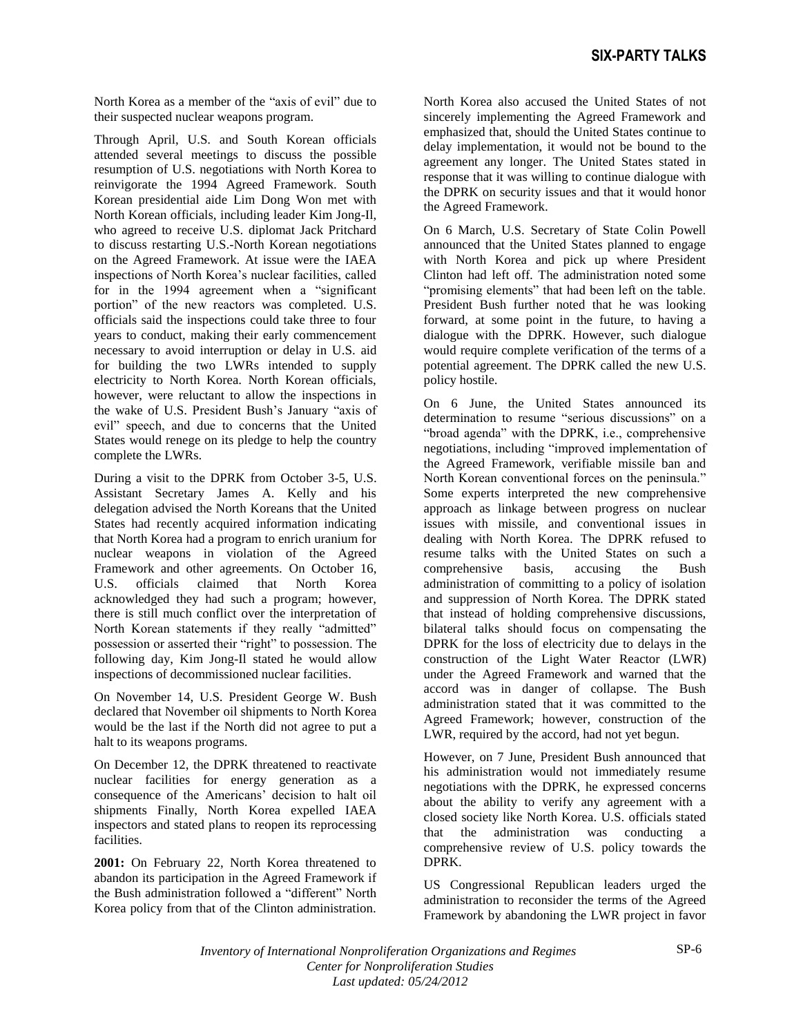North Korea as a member of the "axis of evil" due to their suspected nuclear weapons program.

Through April, U.S. and South Korean officials attended several meetings to discuss the possible resumption of U.S. negotiations with North Korea to reinvigorate the 1994 Agreed Framework. South Korean presidential aide Lim Dong Won met with North Korean officials, including leader Kim Jong-Il, who agreed to receive U.S. diplomat Jack Pritchard to discuss restarting U.S.-North Korean negotiations on the Agreed Framework. At issue were the IAEA inspections of North Korea's nuclear facilities, called for in the 1994 agreement when a "significant portion" of the new reactors was completed. U.S. officials said the inspections could take three to four years to conduct, making their early commencement necessary to avoid interruption or delay in U.S. aid for building the two LWRs intended to supply electricity to North Korea. North Korean officials, however, were reluctant to allow the inspections in the wake of U.S. President Bush's January "axis of evil" speech, and due to concerns that the United States would renege on its pledge to help the country complete the LWRs.

During a visit to the DPRK from October 3-5, U.S. Assistant Secretary James A. Kelly and his delegation advised the North Koreans that the United States had recently acquired information indicating that North Korea had a program to enrich uranium for nuclear weapons in violation of the Agreed Framework and other agreements. On October 16, U.S. officials claimed that North Korea acknowledged they had such a program; however, there is still much conflict over the interpretation of North Korean statements if they really "admitted" possession or asserted their "right" to possession. The following day, Kim Jong-Il stated he would allow inspections of decommissioned nuclear facilities.

On November 14, U.S. President George W. Bush declared that November oil shipments to North Korea would be the last if the North did not agree to put a halt to its weapons programs.

On December 12, the DPRK threatened to reactivate nuclear facilities for energy generation as a consequence of the Americans' decision to halt oil shipments Finally, North Korea expelled IAEA inspectors and stated plans to reopen its reprocessing facilities.

**2001:** On February 22, North Korea threatened to abandon its participation in the Agreed Framework if the Bush administration followed a "different" North Korea policy from that of the Clinton administration. North Korea also accused the United States of not sincerely implementing the Agreed Framework and emphasized that, should the United States continue to delay implementation, it would not be bound to the agreement any longer. The United States stated in response that it was willing to continue dialogue with the DPRK on security issues and that it would honor the Agreed Framework.

On 6 March, U.S. Secretary of State Colin Powell announced that the United States planned to engage with North Korea and pick up where President Clinton had left off. The administration noted some "promising elements" that had been left on the table. President Bush further noted that he was looking forward, at some point in the future, to having a dialogue with the DPRK. However, such dialogue would require complete verification of the terms of a potential agreement. The DPRK called the new U.S. policy hostile.

On 6 June, the United States announced its determination to resume "serious discussions" on a "broad agenda" with the DPRK, i.e., comprehensive negotiations, including "improved implementation of the Agreed Framework, verifiable missile ban and North Korean conventional forces on the peninsula." Some experts interpreted the new comprehensive approach as linkage between progress on nuclear issues with missile, and conventional issues in dealing with North Korea. The DPRK refused to resume talks with the United States on such a comprehensive basis, accusing the Bush administration of committing to a policy of isolation and suppression of North Korea. The DPRK stated that instead of holding comprehensive discussions, bilateral talks should focus on compensating the DPRK for the loss of electricity due to delays in the construction of the Light Water Reactor (LWR) under the Agreed Framework and warned that the accord was in danger of collapse. The Bush administration stated that it was committed to the Agreed Framework; however, construction of the LWR, required by the accord, had not yet begun.

However, on 7 June, President Bush announced that his administration would not immediately resume negotiations with the DPRK, he expressed concerns about the ability to verify any agreement with a closed society like North Korea. U.S. officials stated that the administration was conducting a comprehensive review of U.S. policy towards the DPRK.

US Congressional Republican leaders urged the administration to reconsider the terms of the Agreed Framework by abandoning the LWR project in favor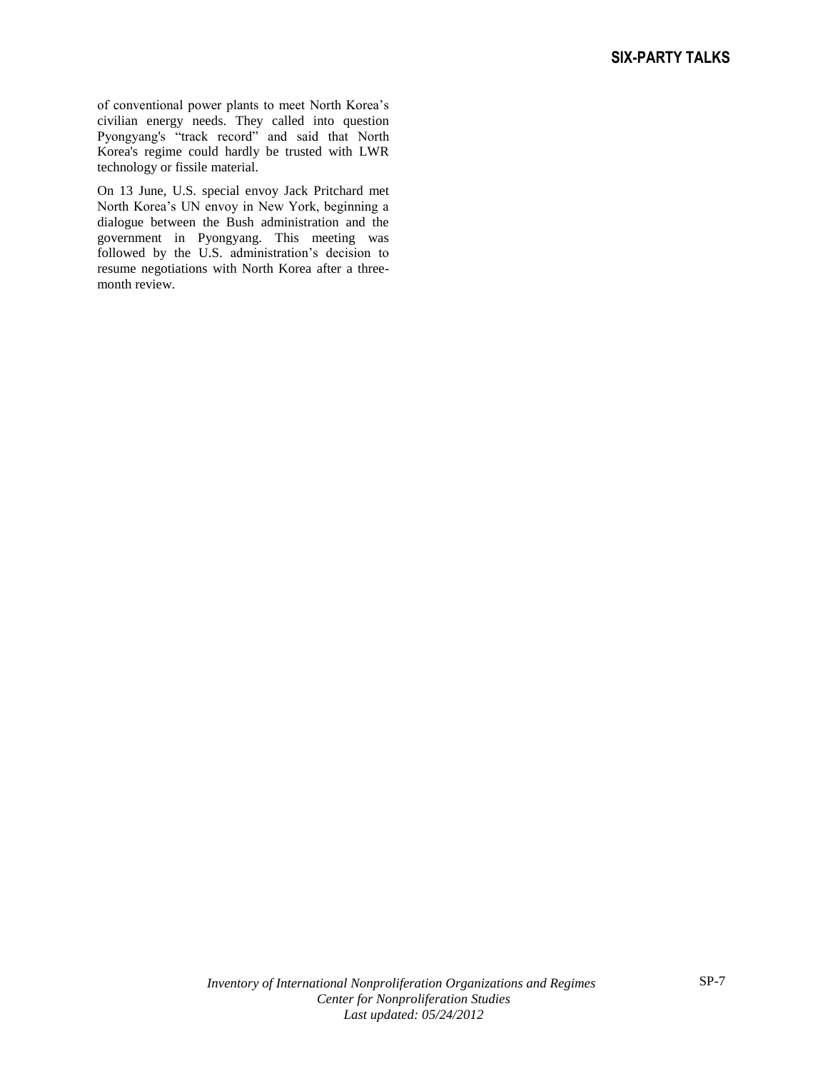of conventional power plants to meet North Korea's civilian energy needs. They called into question Pyongyang's "track record" and said that North Korea's regime could hardly be trusted with LWR technology or fissile material.

On 13 June, U.S. special envoy Jack Pritchard met North Korea's UN envoy in New York, beginning a dialogue between the Bush administration and the government in Pyongyang. This meeting was followed by the U.S. administration's decision to resume negotiations with North Korea after a three-month review.